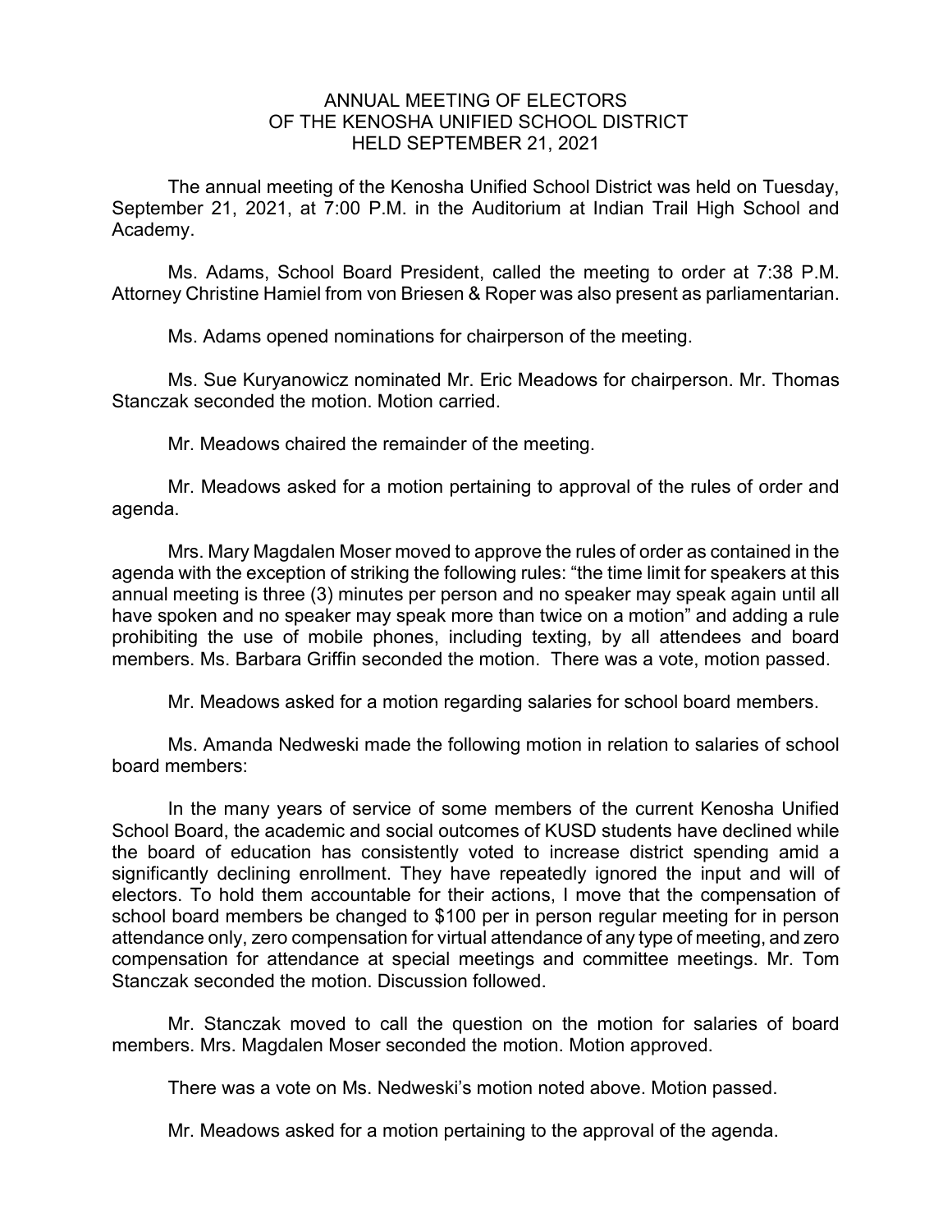# ANNUAL MEETING OF ELECTORS
# OF THE KENOSHA UNIFIED SCHOOL DISTRICT
# HELD SEPTEMBER 21, 2021

The annual meeting of the Kenosha Unified School District was held on Tuesday, September 21, 2021, at 7:00 P.M. in the Auditorium at Indian Trail High School and Academy.

Ms. Adams, School Board President, called the meeting to order at 7:38 P.M. Attorney Christine Hamiel from von Briesen & Roper was also present as parliamentarian.

Ms. Adams opened nominations for chairperson of the meeting.

Ms. Sue Kuryanowicz nominated Mr. Eric Meadows for chairperson. Mr. Thomas Stanczak seconded the motion. Motion carried.

Mr. Meadows chaired the remainder of the meeting.

Mr. Meadows asked for a motion pertaining to approval of the rules of order and agenda.

Mrs. Mary Magdalen Moser moved to approve the rules of order as contained in the agenda with the exception of striking the following rules: "the time limit for speakers at this annual meeting is three (3) minutes per person and no speaker may speak again until all have spoken and no speaker may speak more than twice on a motion" and adding a rule prohibiting the use of mobile phones, including texting, by all attendees and board members. Ms. Barbara Griffin seconded the motion. There was a vote, motion passed.

Mr. Meadows asked for a motion regarding salaries for school board members.

Ms. Amanda Nedweski made the following motion in relation to salaries of school board members:

In the many years of service of some members of the current Kenosha Unified School Board, the academic and social outcomes of KUSD students have declined while the board of education has consistently voted to increase district spending amid a significantly declining enrollment. They have repeatedly ignored the input and will of electors. To hold them accountable for their actions, I move that the compensation of school board members be changed to $100 per in person regular meeting for in person attendance only, zero compensation for virtual attendance of any type of meeting, and zero compensation for attendance at special meetings and committee meetings. Mr. Tom Stanczak seconded the motion. Discussion followed.

Mr. Stanczak moved to call the question on the motion for salaries of board members. Mrs. Magdalen Moser seconded the motion. Motion approved.

There was a vote on Ms. Nedweski's motion noted above. Motion passed.

Mr. Meadows asked for a motion pertaining to the approval of the agenda.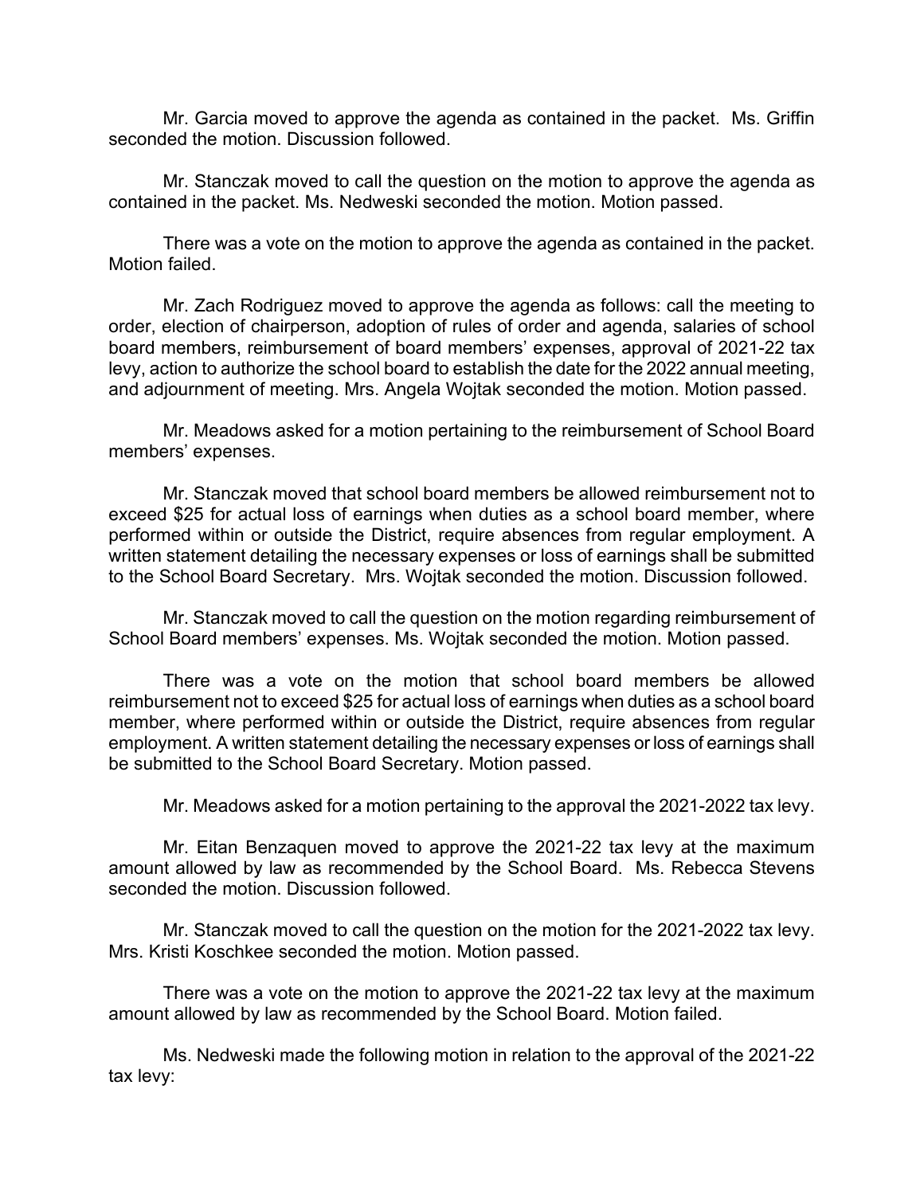Mr. Garcia moved to approve the agenda as contained in the packet. Ms. Griffin seconded the motion. Discussion followed.

Mr. Stanczak moved to call the question on the motion to approve the agenda as contained in the packet. Ms. Nedweski seconded the motion. Motion passed.

There was a vote on the motion to approve the agenda as contained in the packet. Motion failed.

Mr. Zach Rodriguez moved to approve the agenda as follows: call the meeting to order, election of chairperson, adoption of rules of order and agenda, salaries of school board members, reimbursement of board members' expenses, approval of 2021-22 tax levy, action to authorize the school board to establish the date for the 2022 annual meeting, and adjournment of meeting. Mrs. Angela Wojtak seconded the motion. Motion passed.

Mr. Meadows asked for a motion pertaining to the reimbursement of School Board members' expenses.

Mr. Stanczak moved that school board members be allowed reimbursement not to exceed $25 for actual loss of earnings when duties as a school board member, where performed within or outside the District, require absences from regular employment. A written statement detailing the necessary expenses or loss of earnings shall be submitted to the School Board Secretary. Mrs. Wojtak seconded the motion. Discussion followed.

Mr. Stanczak moved to call the question on the motion regarding reimbursement of School Board members' expenses. Ms. Wojtak seconded the motion. Motion passed.

There was a vote on the motion that school board members be allowed reimbursement not to exceed $25 for actual loss of earnings when duties as a school board member, where performed within or outside the District, require absences from regular employment. A written statement detailing the necessary expenses or loss of earnings shall be submitted to the School Board Secretary. Motion passed.

Mr. Meadows asked for a motion pertaining to the approval the 2021-2022 tax levy.

Mr. Eitan Benzaquen moved to approve the 2021-22 tax levy at the maximum amount allowed by law as recommended by the School Board. Ms. Rebecca Stevens seconded the motion. Discussion followed.

Mr. Stanczak moved to call the question on the motion for the 2021-2022 tax levy. Mrs. Kristi Koschkee seconded the motion. Motion passed.

There was a vote on the motion to approve the 2021-22 tax levy at the maximum amount allowed by law as recommended by the School Board. Motion failed.

Ms. Nedweski made the following motion in relation to the approval of the 2021-22 tax levy: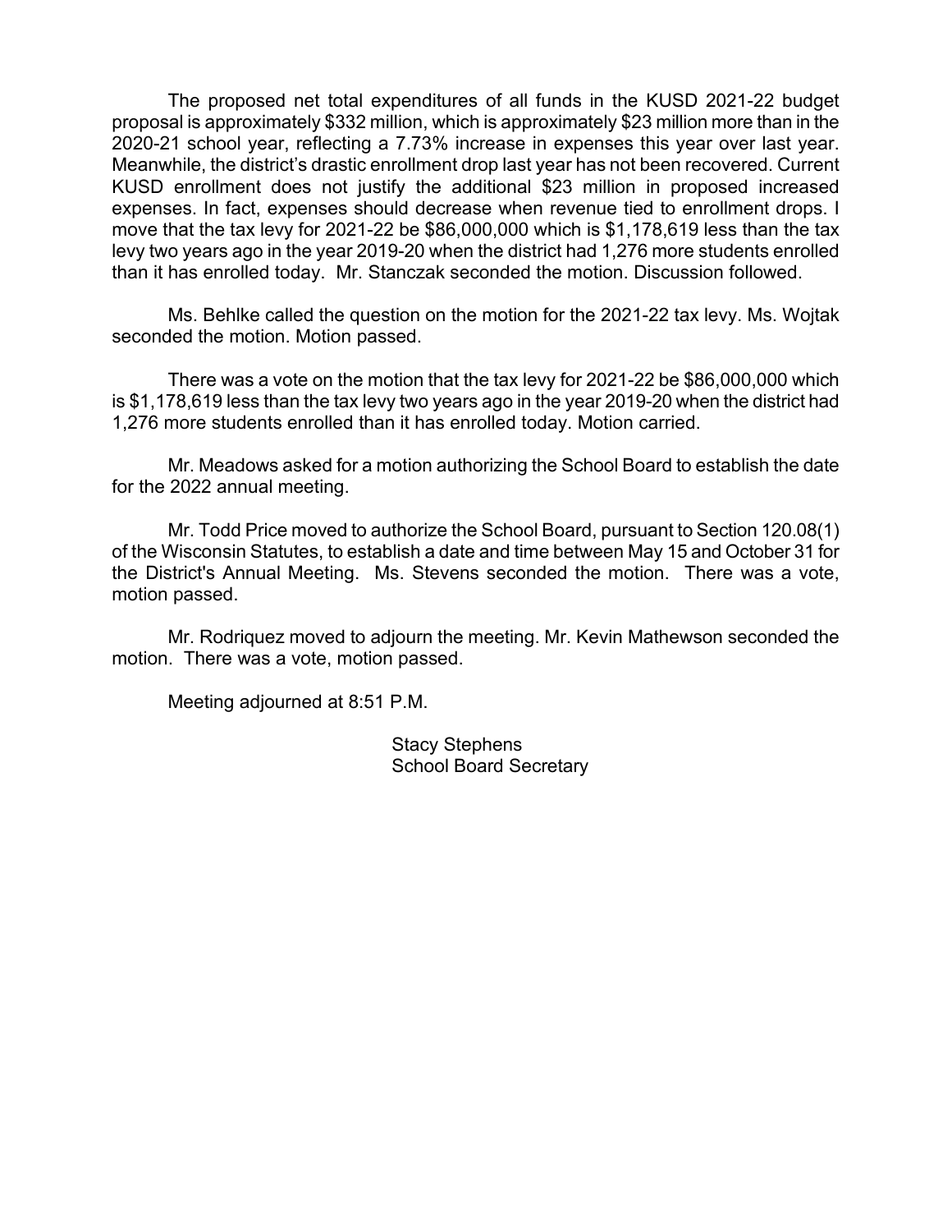The proposed net total expenditures of all funds in the KUSD 2021-22 budget proposal is approximately $332 million, which is approximately $23 million more than in the 2020-21 school year, reflecting a 7.73% increase in expenses this year over last year. Meanwhile, the district's drastic enrollment drop last year has not been recovered. Current KUSD enrollment does not justify the additional $23 million in proposed increased expenses. In fact, expenses should decrease when revenue tied to enrollment drops. I move that the tax levy for 2021-22 be $86,000,000 which is $1,178,619 less than the tax levy two years ago in the year 2019-20 when the district had 1,276 more students enrolled than it has enrolled today. Mr. Stanczak seconded the motion. Discussion followed.

Ms. Behlke called the question on the motion for the 2021-22 tax levy. Ms. Wojtak seconded the motion. Motion passed.

There was a vote on the motion that the tax levy for 2021-22 be $86,000,000 which is $1,178,619 less than the tax levy two years ago in the year 2019-20 when the district had 1,276 more students enrolled than it has enrolled today. Motion carried.

Mr. Meadows asked for a motion authorizing the School Board to establish the date for the 2022 annual meeting.

Mr. Todd Price moved to authorize the School Board, pursuant to Section 120.08(1) of the Wisconsin Statutes, to establish a date and time between May 15 and October 31 for the District's Annual Meeting. Ms. Stevens seconded the motion. There was a vote, motion passed.

Mr. Rodriquez moved to adjourn the meeting. Mr. Kevin Mathewson seconded the motion. There was a vote, motion passed.

Meeting adjourned at 8:51 P.M.

Stacy Stephens
School Board Secretary